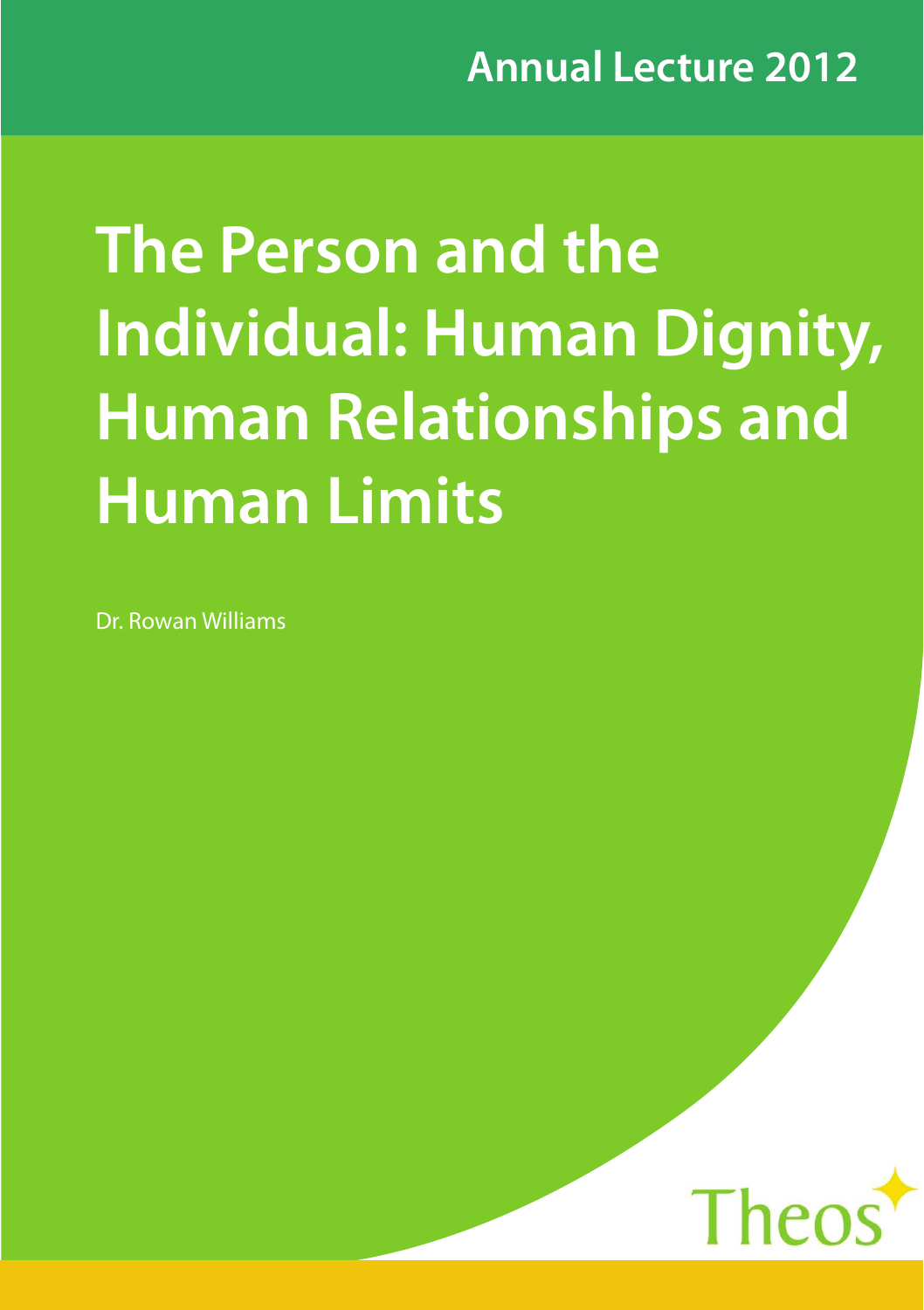Annual Lecture 2012

# The Person and the Individual: Human Dignity, Human Relationships and Human Limits

Dr. Rowan Williams

Theos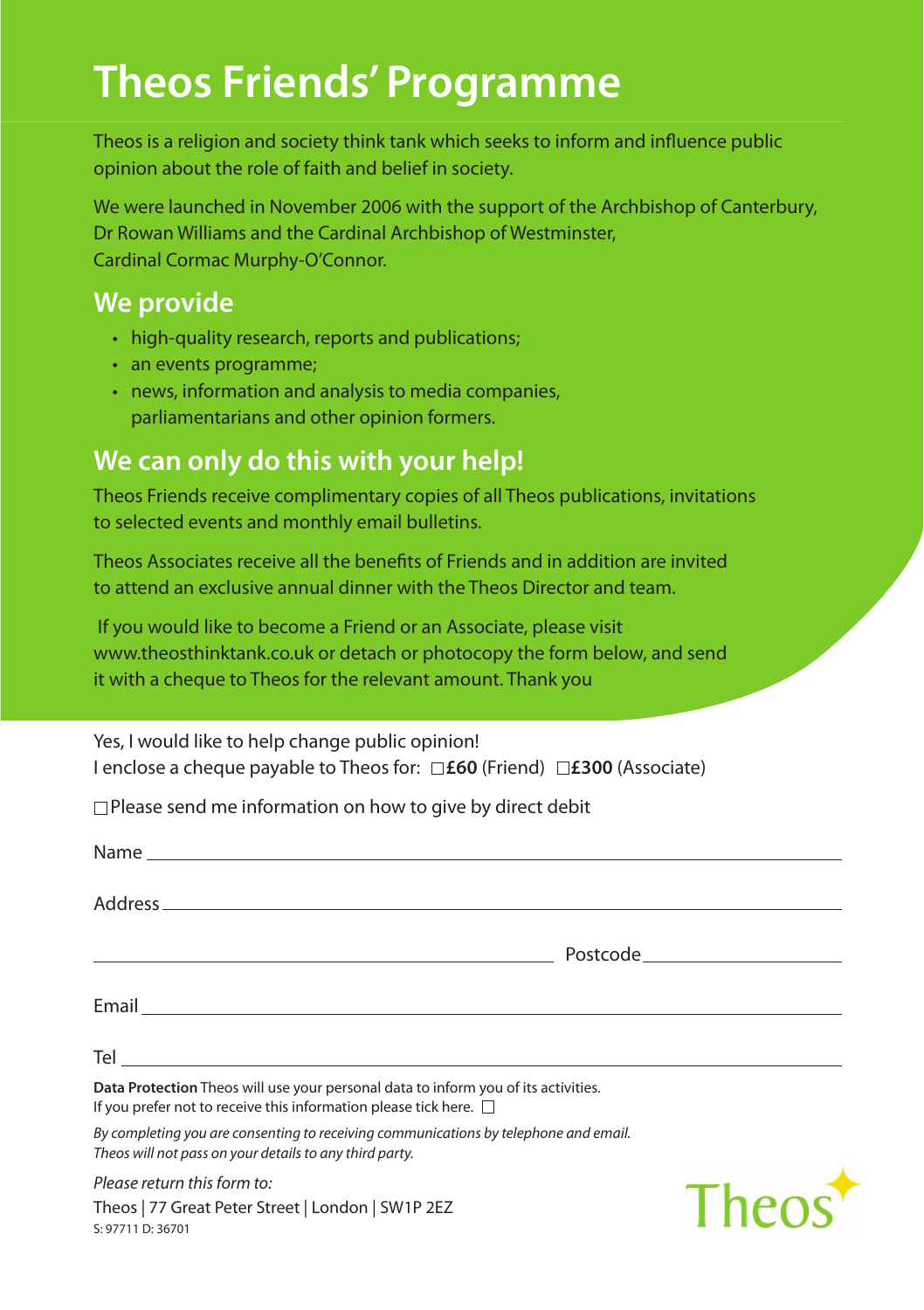# Theos Friends' Programme

Theos is a religion and society think tank which seeks to inform and influence public opinion about the role of faith and belief in society.

We were launched in November 2006 with the support of the Archbishop of Canterbury, Dr Rowan Williams and the Cardinal Archbishop of Westminster, Cardinal Cormac Murphy-O'Connor.

## We provide

- high-quality research, reports and publications;
- an events programme;
- news, information and analysis to media companies, parliamentarians and other opinion formers.

## We can only do this with your help!

Theos Friends receive complimentary copies of all Theos publications, invitations to selected events and monthly email bulletins.

Theos Associates receive all the benefits of Friends and in addition are invited to attend an exclusive annual dinner with the Theos Director and team.

If you would like to become a Friend or an Associate, please visit www.theosthinktank.co.uk or detach or photocopy the form below, and send it with a cheque to Theos for the relevant amount. Thank you

Yes, I would like to help change public opinion!
I enclose a cheque payable to Theos for: ☐ **£60** (Friend) ☐ **£300** (Associate)

☐ Please send me information on how to give by direct debit

Name ______________________________

Address ______________________________

______________________________ Postcode ______________

Email ______________________________

Tel ______________________________

**Data Protection** Theos will use your personal data to inform you of its activities.
If you prefer not to receive this information please tick here. ☐

*By completing you are consenting to receiving communications by telephone and email. Theos will not pass on your details to any third party.*

*Please return this form to:*
Theos | 77 Great Peter Street | London | SW1P 2EZ
S: 97711 D: 36701

Theos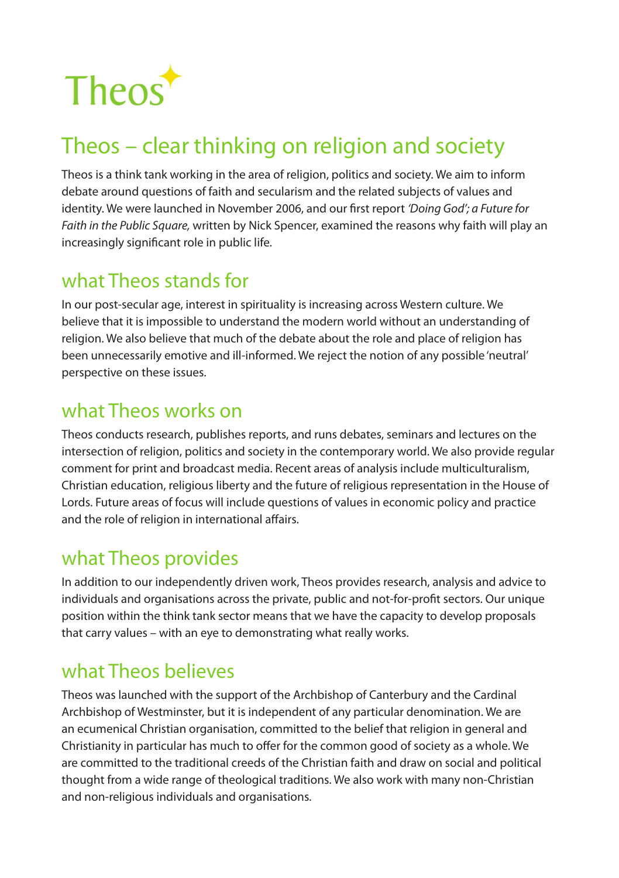# Theos

## Theos – clear thinking on religion and society

Theos is a think tank working in the area of religion, politics and society. We aim to inform debate around questions of faith and secularism and the related subjects of values and identity. We were launched in November 2006, and our first report *'Doing God'; a Future for Faith in the Public Square,* written by Nick Spencer, examined the reasons why faith will play an increasingly significant role in public life.

## what Theos stands for

In our post-secular age, interest in spirituality is increasing across Western culture. We believe that it is impossible to understand the modern world without an understanding of religion. We also believe that much of the debate about the role and place of religion has been unnecessarily emotive and ill-informed. We reject the notion of any possible 'neutral' perspective on these issues.

## what Theos works on

Theos conducts research, publishes reports, and runs debates, seminars and lectures on the intersection of religion, politics and society in the contemporary world. We also provide regular comment for print and broadcast media. Recent areas of analysis include multiculturalism, Christian education, religious liberty and the future of religious representation in the House of Lords. Future areas of focus will include questions of values in economic policy and practice and the role of religion in international affairs.

## what Theos provides

In addition to our independently driven work, Theos provides research, analysis and advice to individuals and organisations across the private, public and not-for-profit sectors. Our unique position within the think tank sector means that we have the capacity to develop proposals that carry values – with an eye to demonstrating what really works.

## what Theos believes

Theos was launched with the support of the Archbishop of Canterbury and the Cardinal Archbishop of Westminster, but it is independent of any particular denomination. We are an ecumenical Christian organisation, committed to the belief that religion in general and Christianity in particular has much to offer for the common good of society as a whole. We are committed to the traditional creeds of the Christian faith and draw on social and political thought from a wide range of theological traditions. We also work with many non-Christian and non-religious individuals and organisations.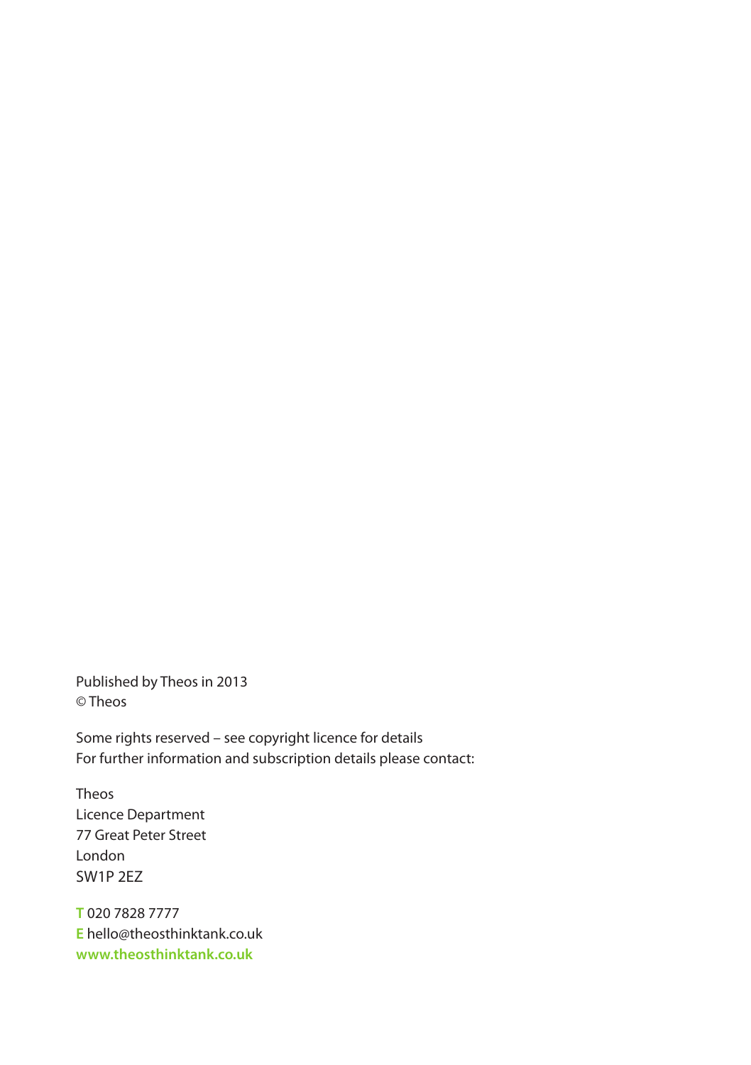Published by Theos in 2013
© Theos

Some rights reserved – see copyright licence for details
For further information and subscription details please contact:

Theos
Licence Department
77 Great Peter Street
London
SW1P 2EZ

**T** 020 7828 7777
**E** hello@theosthinktank.co.uk
**www.theosthinktank.co.uk**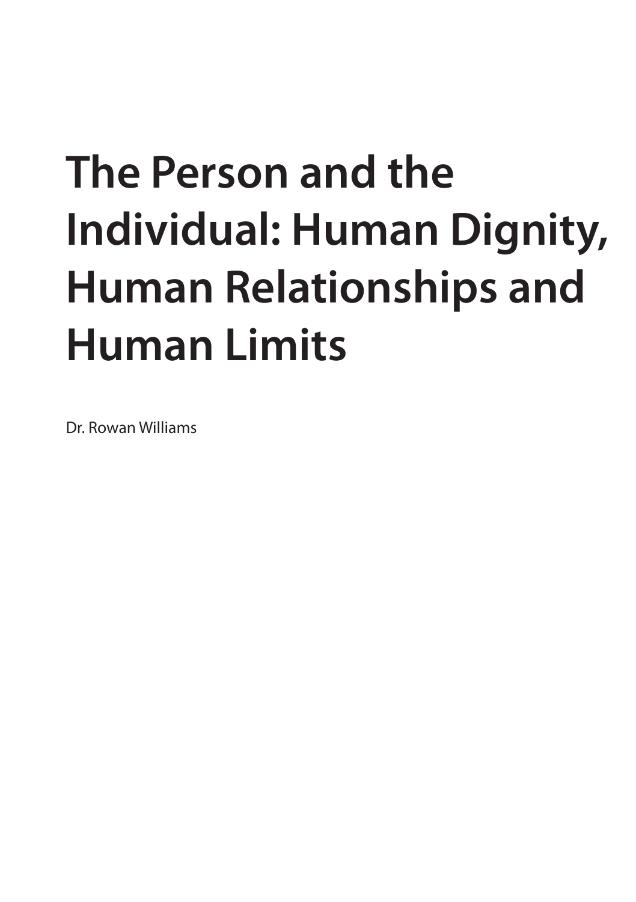# The Person and the Individual: Human Dignity, Human Relationships and Human Limits

Dr. Rowan Williams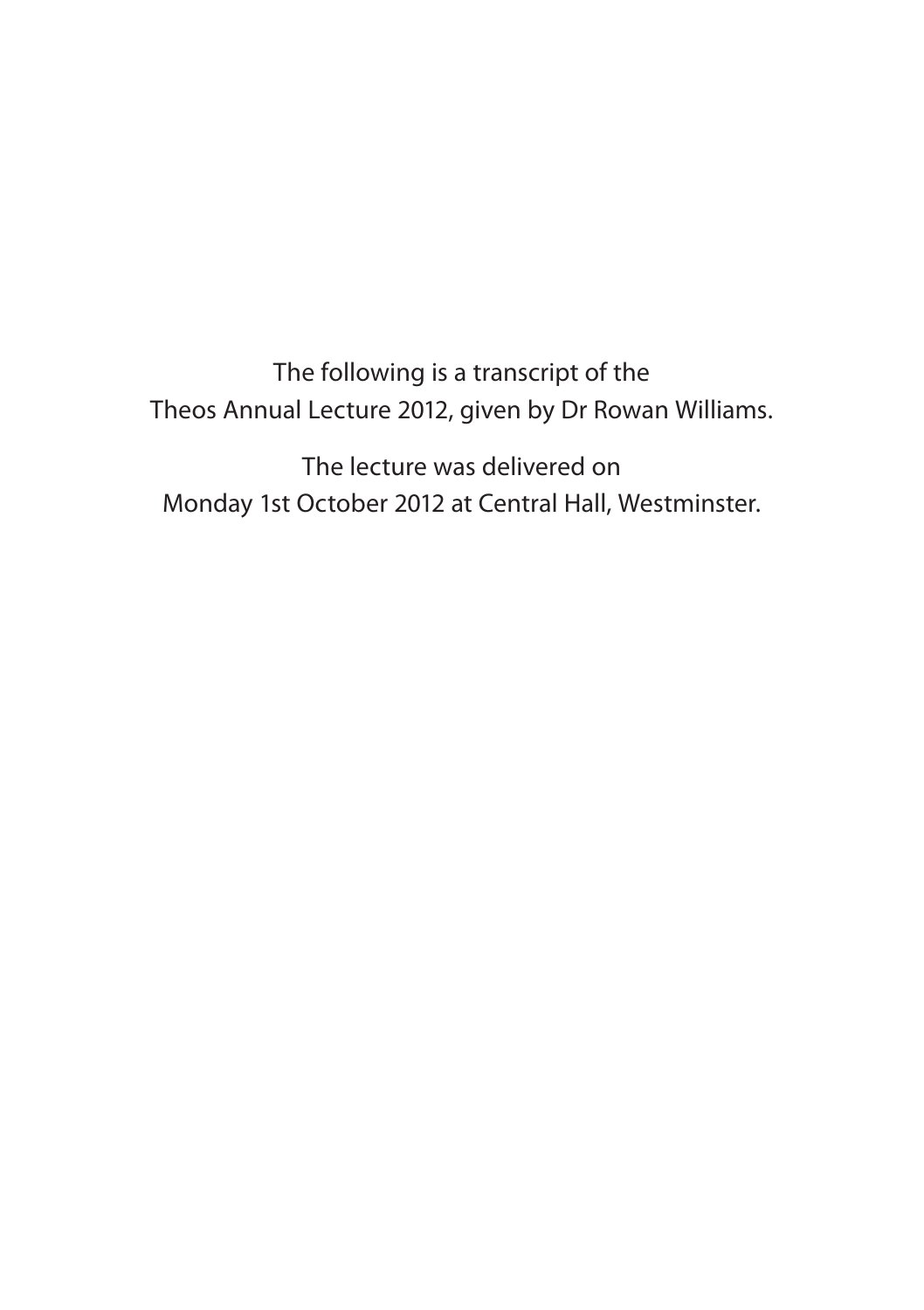The following is a transcript of the
Theos Annual Lecture 2012, given by Dr Rowan Williams.

The lecture was delivered on
Monday 1st October 2012 at Central Hall, Westminster.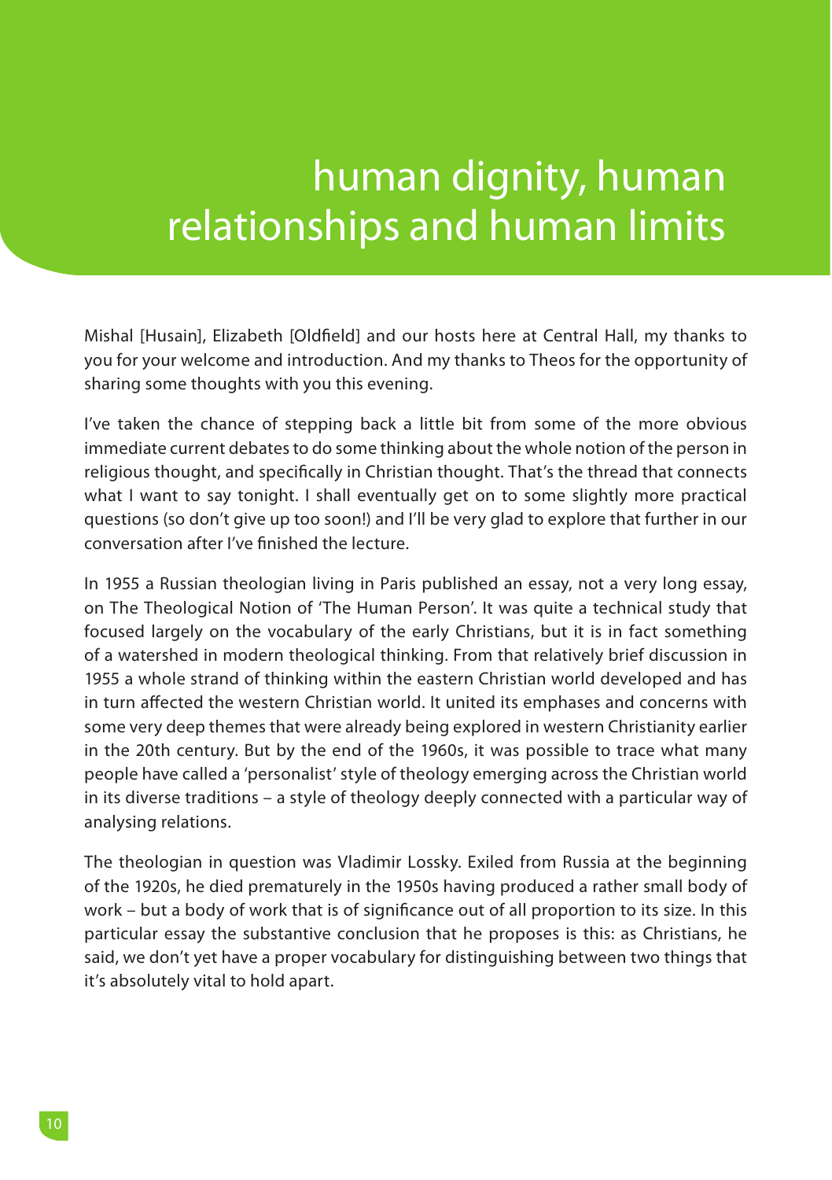# human dignity, human relationships and human limits

Mishal [Husain], Elizabeth [Oldfield] and our hosts here at Central Hall, my thanks to you for your welcome and introduction. And my thanks to Theos for the opportunity of sharing some thoughts with you this evening.

I've taken the chance of stepping back a little bit from some of the more obvious immediate current debates to do some thinking about the whole notion of the person in religious thought, and specifically in Christian thought. That's the thread that connects what I want to say tonight. I shall eventually get on to some slightly more practical questions (so don't give up too soon!) and I'll be very glad to explore that further in our conversation after I've finished the lecture.

In 1955 a Russian theologian living in Paris published an essay, not a very long essay, on The Theological Notion of 'The Human Person'. It was quite a technical study that focused largely on the vocabulary of the early Christians, but it is in fact something of a watershed in modern theological thinking. From that relatively brief discussion in 1955 a whole strand of thinking within the eastern Christian world developed and has in turn affected the western Christian world. It united its emphases and concerns with some very deep themes that were already being explored in western Christianity earlier in the 20th century. But by the end of the 1960s, it was possible to trace what many people have called a 'personalist' style of theology emerging across the Christian world in its diverse traditions – a style of theology deeply connected with a particular way of analysing relations.

The theologian in question was Vladimir Lossky. Exiled from Russia at the beginning of the 1920s, he died prematurely in the 1950s having produced a rather small body of work – but a body of work that is of significance out of all proportion to its size. In this particular essay the substantive conclusion that he proposes is this: as Christians, he said, we don't yet have a proper vocabulary for distinguishing between two things that it's absolutely vital to hold apart.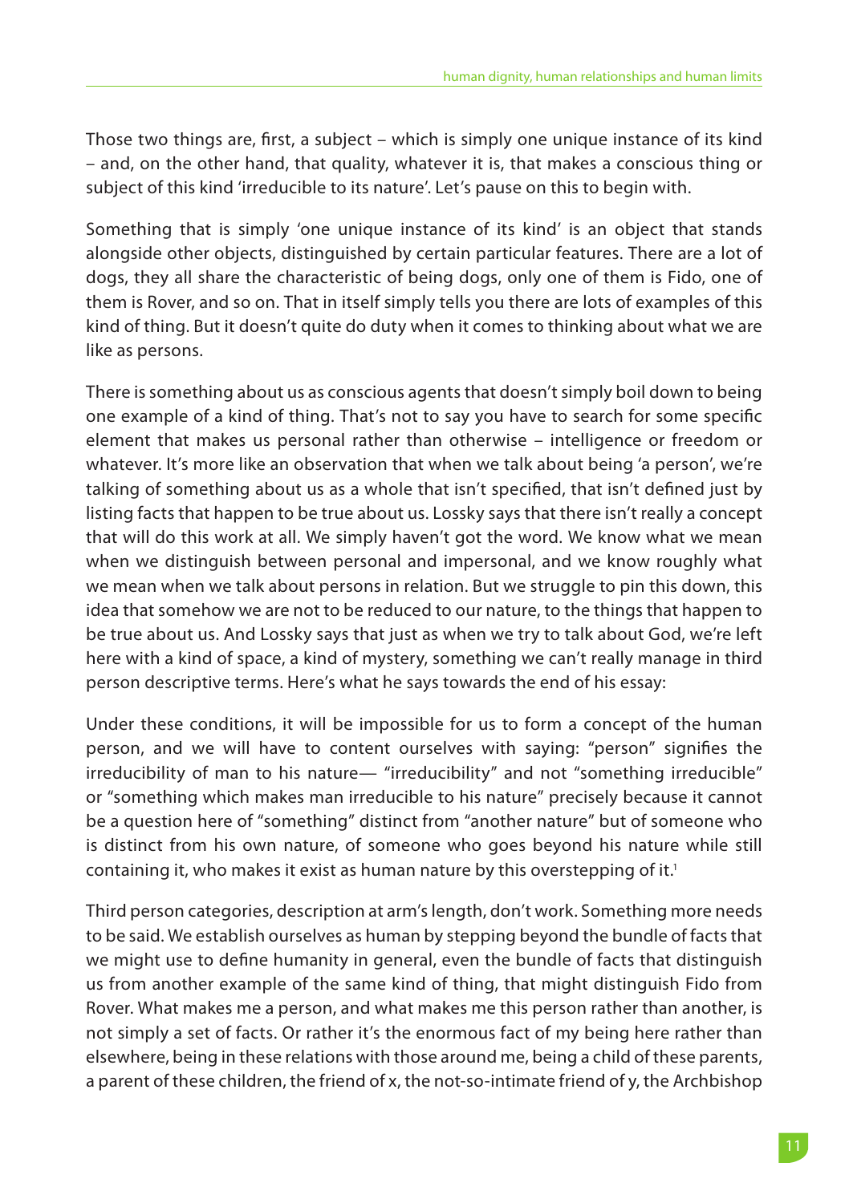Those two things are, first, a subject – which is simply one unique instance of its kind – and, on the other hand, that quality, whatever it is, that makes a conscious thing or subject of this kind 'irreducible to its nature'. Let's pause on this to begin with.

Something that is simply 'one unique instance of its kind' is an object that stands alongside other objects, distinguished by certain particular features. There are a lot of dogs, they all share the characteristic of being dogs, only one of them is Fido, one of them is Rover, and so on. That in itself simply tells you there are lots of examples of this kind of thing. But it doesn't quite do duty when it comes to thinking about what we are like as persons.

There is something about us as conscious agents that doesn't simply boil down to being one example of a kind of thing. That's not to say you have to search for some specific element that makes us personal rather than otherwise – intelligence or freedom or whatever. It's more like an observation that when we talk about being 'a person', we're talking of something about us as a whole that isn't specified, that isn't defined just by listing facts that happen to be true about us. Lossky says that there isn't really a concept that will do this work at all. We simply haven't got the word. We know what we mean when we distinguish between personal and impersonal, and we know roughly what we mean when we talk about persons in relation. But we struggle to pin this down, this idea that somehow we are not to be reduced to our nature, to the things that happen to be true about us. And Lossky says that just as when we try to talk about God, we're left here with a kind of space, a kind of mystery, something we can't really manage in third person descriptive terms. Here's what he says towards the end of his essay:

Under these conditions, it will be impossible for us to form a concept of the human person, and we will have to content ourselves with saying: "person" signifies the irreducibility of man to his nature— "irreducibility" and not "something irreducible" or "something which makes man irreducible to his nature" precisely because it cannot be a question here of "something" distinct from "another nature" but of someone who is distinct from his own nature, of someone who goes beyond his nature while still containing it, who makes it exist as human nature by this overstepping of it.[1]

Third person categories, description at arm's length, don't work. Something more needs to be said. We establish ourselves as human by stepping beyond the bundle of facts that we might use to define humanity in general, even the bundle of facts that distinguish us from another example of the same kind of thing, that might distinguish Fido from Rover. What makes me a person, and what makes me this person rather than another, is not simply a set of facts. Or rather it's the enormous fact of my being here rather than elsewhere, being in these relations with those around me, being a child of these parents, a parent of these children, the friend of x, the not-so-intimate friend of y, the Archbishop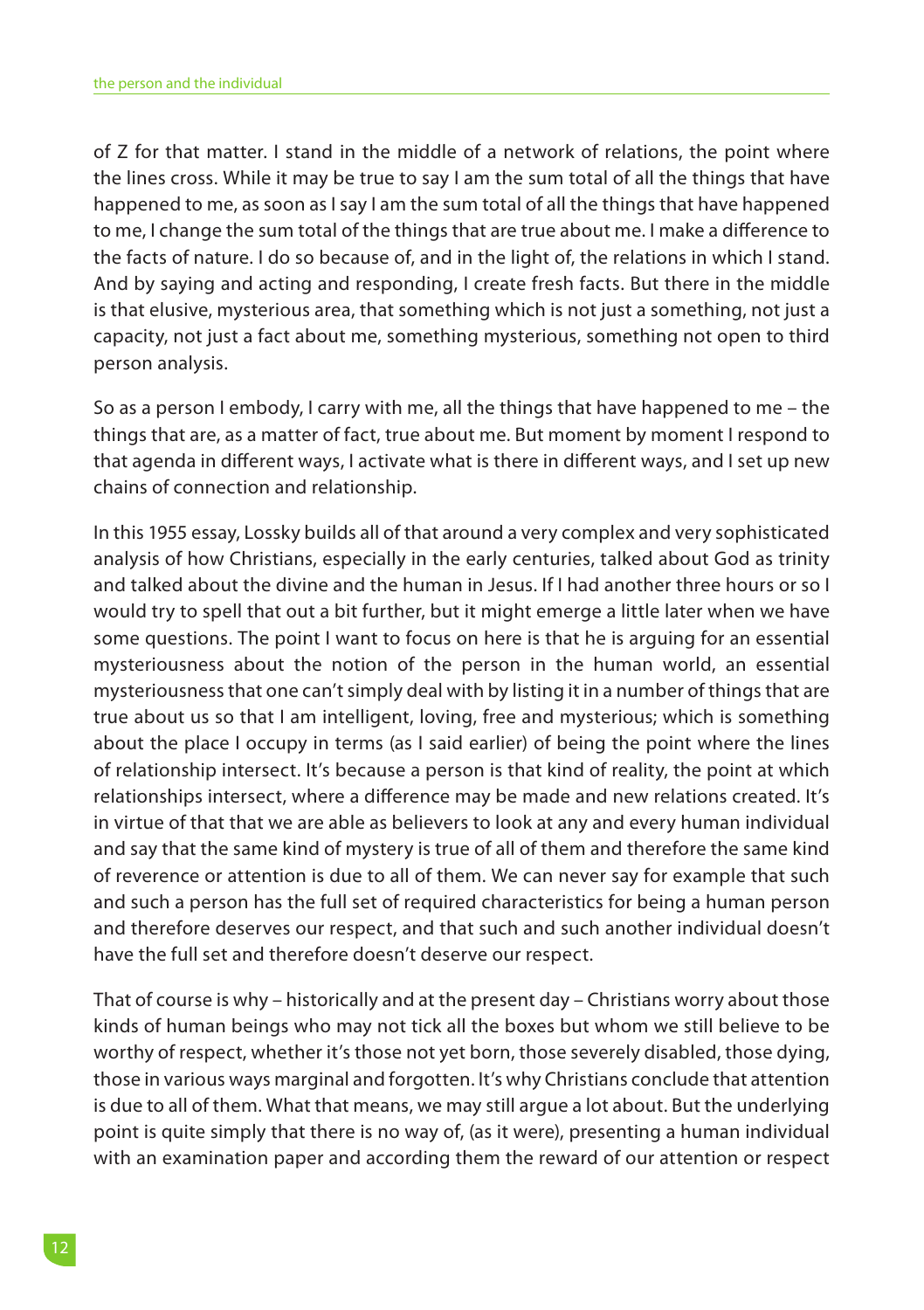of Z for that matter. I stand in the middle of a network of relations, the point where the lines cross. While it may be true to say I am the sum total of all the things that have happened to me, as soon as I say I am the sum total of all the things that have happened to me, I change the sum total of the things that are true about me. I make a difference to the facts of nature. I do so because of, and in the light of, the relations in which I stand. And by saying and acting and responding, I create fresh facts. But there in the middle is that elusive, mysterious area, that something which is not just a something, not just a capacity, not just a fact about me, something mysterious, something not open to third person analysis.

So as a person I embody, I carry with me, all the things that have happened to me – the things that are, as a matter of fact, true about me. But moment by moment I respond to that agenda in different ways, I activate what is there in different ways, and I set up new chains of connection and relationship.

In this 1955 essay, Lossky builds all of that around a very complex and very sophisticated analysis of how Christians, especially in the early centuries, talked about God as trinity and talked about the divine and the human in Jesus. If I had another three hours or so I would try to spell that out a bit further, but it might emerge a little later when we have some questions. The point I want to focus on here is that he is arguing for an essential mysteriousness about the notion of the person in the human world, an essential mysteriousness that one can't simply deal with by listing it in a number of things that are true about us so that I am intelligent, loving, free and mysterious; which is something about the place I occupy in terms (as I said earlier) of being the point where the lines of relationship intersect. It's because a person is that kind of reality, the point at which relationships intersect, where a difference may be made and new relations created. It's in virtue of that that we are able as believers to look at any and every human individual and say that the same kind of mystery is true of all of them and therefore the same kind of reverence or attention is due to all of them. We can never say for example that such and such a person has the full set of required characteristics for being a human person and therefore deserves our respect, and that such and such another individual doesn't have the full set and therefore doesn't deserve our respect.

That of course is why – historically and at the present day – Christians worry about those kinds of human beings who may not tick all the boxes but whom we still believe to be worthy of respect, whether it's those not yet born, those severely disabled, those dying, those in various ways marginal and forgotten. It's why Christians conclude that attention is due to all of them. What that means, we may still argue a lot about. But the underlying point is quite simply that there is no way of, (as it were), presenting a human individual with an examination paper and according them the reward of our attention or respect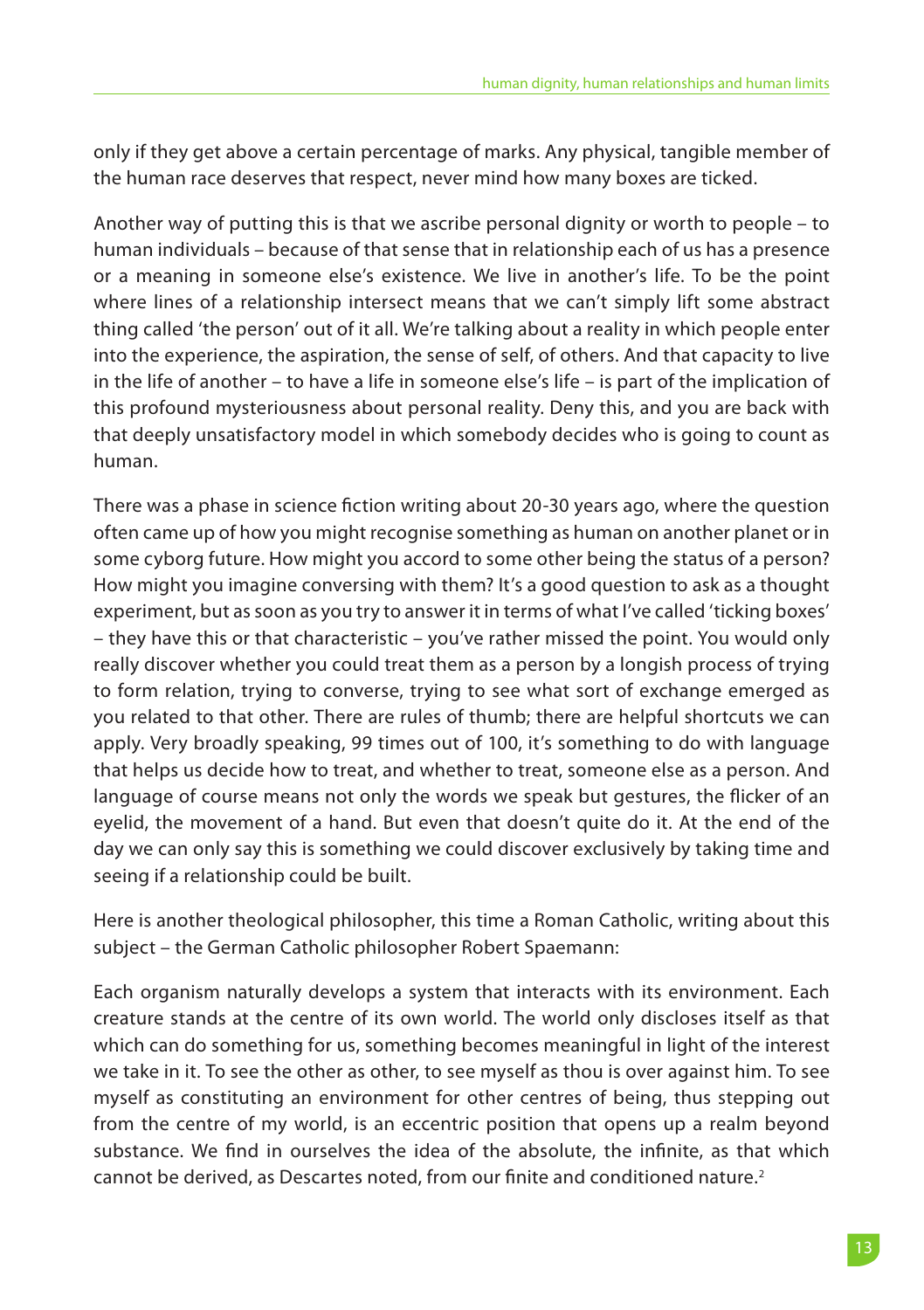only if they get above a certain percentage of marks. Any physical, tangible member of the human race deserves that respect, never mind how many boxes are ticked.

Another way of putting this is that we ascribe personal dignity or worth to people – to human individuals – because of that sense that in relationship each of us has a presence or a meaning in someone else's existence. We live in another's life. To be the point where lines of a relationship intersect means that we can't simply lift some abstract thing called 'the person' out of it all. We're talking about a reality in which people enter into the experience, the aspiration, the sense of self, of others. And that capacity to live in the life of another – to have a life in someone else's life – is part of the implication of this profound mysteriousness about personal reality. Deny this, and you are back with that deeply unsatisfactory model in which somebody decides who is going to count as human.

There was a phase in science fiction writing about 20-30 years ago, where the question often came up of how you might recognise something as human on another planet or in some cyborg future. How might you accord to some other being the status of a person? How might you imagine conversing with them? It's a good question to ask as a thought experiment, but as soon as you try to answer it in terms of what I've called 'ticking boxes' – they have this or that characteristic – you've rather missed the point. You would only really discover whether you could treat them as a person by a longish process of trying to form relation, trying to converse, trying to see what sort of exchange emerged as you related to that other. There are rules of thumb; there are helpful shortcuts we can apply. Very broadly speaking, 99 times out of 100, it's something to do with language that helps us decide how to treat, and whether to treat, someone else as a person. And language of course means not only the words we speak but gestures, the flicker of an eyelid, the movement of a hand. But even that doesn't quite do it. At the end of the day we can only say this is something we could discover exclusively by taking time and seeing if a relationship could be built.

Here is another theological philosopher, this time a Roman Catholic, writing about this subject – the German Catholic philosopher Robert Spaemann:

Each organism naturally develops a system that interacts with its environment. Each creature stands at the centre of its own world. The world only discloses itself as that which can do something for us, something becomes meaningful in light of the interest we take in it. To see the other as other, to see myself as thou is over against him. To see myself as constituting an environment for other centres of being, thus stepping out from the centre of my world, is an eccentric position that opens up a realm beyond substance. We find in ourselves the idea of the absolute, the infinite, as that which cannot be derived, as Descartes noted, from our finite and conditioned nature.[2]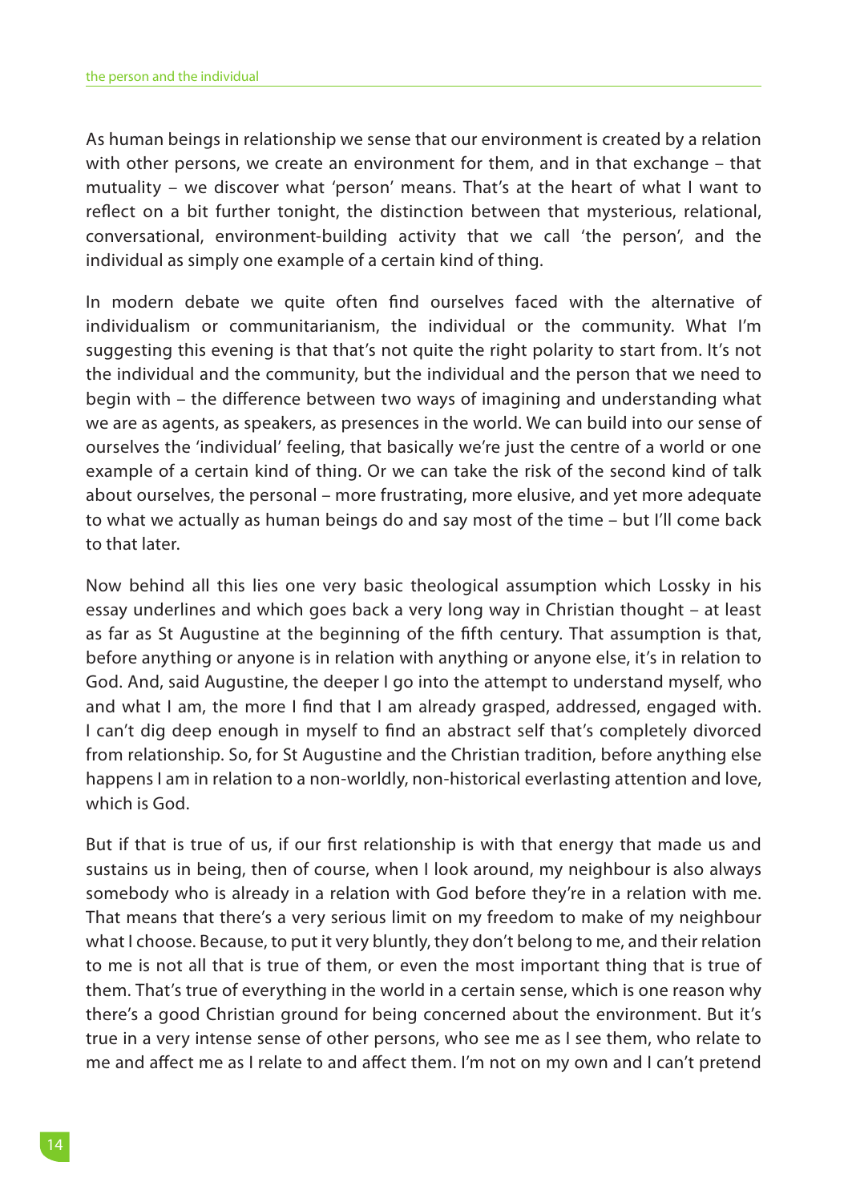As human beings in relationship we sense that our environment is created by a relation with other persons, we create an environment for them, and in that exchange – that mutuality – we discover what 'person' means. That's at the heart of what I want to reflect on a bit further tonight, the distinction between that mysterious, relational, conversational, environment-building activity that we call 'the person', and the individual as simply one example of a certain kind of thing.

In modern debate we quite often find ourselves faced with the alternative of individualism or communitarianism, the individual or the community. What I'm suggesting this evening is that that's not quite the right polarity to start from. It's not the individual and the community, but the individual and the person that we need to begin with – the difference between two ways of imagining and understanding what we are as agents, as speakers, as presences in the world. We can build into our sense of ourselves the 'individual' feeling, that basically we're just the centre of a world or one example of a certain kind of thing. Or we can take the risk of the second kind of talk about ourselves, the personal – more frustrating, more elusive, and yet more adequate to what we actually as human beings do and say most of the time – but I'll come back to that later.

Now behind all this lies one very basic theological assumption which Lossky in his essay underlines and which goes back a very long way in Christian thought – at least as far as St Augustine at the beginning of the fifth century. That assumption is that, before anything or anyone is in relation with anything or anyone else, it's in relation to God. And, said Augustine, the deeper I go into the attempt to understand myself, who and what I am, the more I find that I am already grasped, addressed, engaged with. I can't dig deep enough in myself to find an abstract self that's completely divorced from relationship. So, for St Augustine and the Christian tradition, before anything else happens I am in relation to a non-worldly, non-historical everlasting attention and love, which is God.

But if that is true of us, if our first relationship is with that energy that made us and sustains us in being, then of course, when I look around, my neighbour is also always somebody who is already in a relation with God before they're in a relation with me. That means that there's a very serious limit on my freedom to make of my neighbour what I choose. Because, to put it very bluntly, they don't belong to me, and their relation to me is not all that is true of them, or even the most important thing that is true of them. That's true of everything in the world in a certain sense, which is one reason why there's a good Christian ground for being concerned about the environment. But it's true in a very intense sense of other persons, who see me as I see them, who relate to me and affect me as I relate to and affect them. I'm not on my own and I can't pretend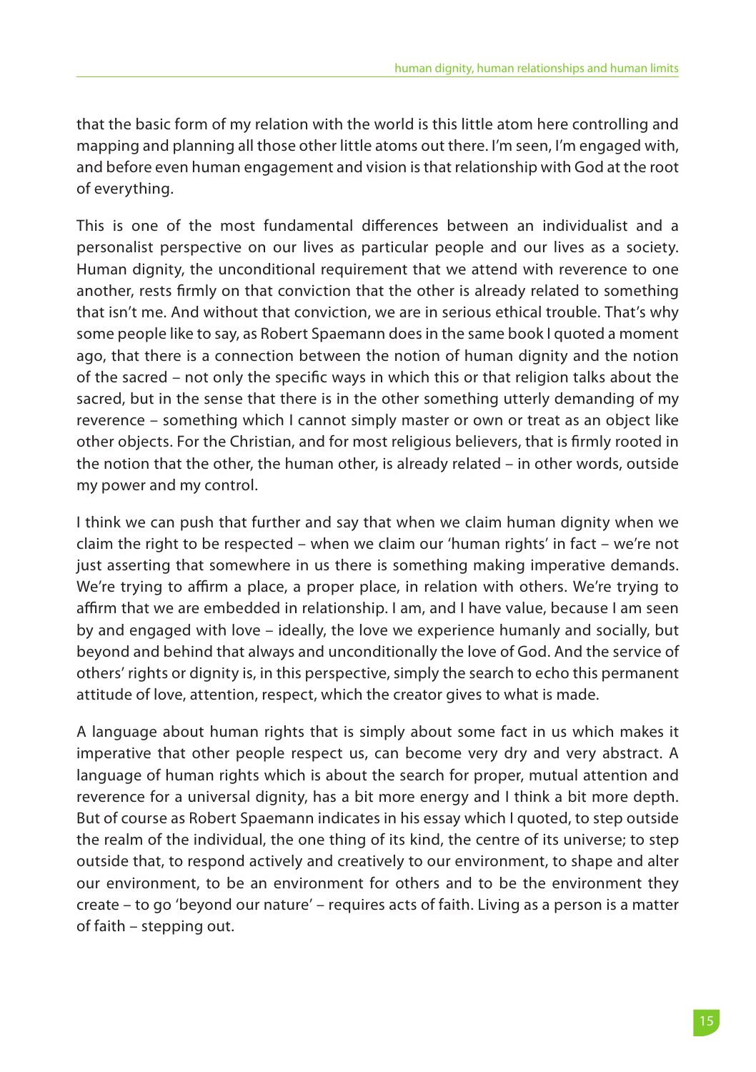that the basic form of my relation with the world is this little atom here controlling and mapping and planning all those other little atoms out there. I'm seen, I'm engaged with, and before even human engagement and vision is that relationship with God at the root of everything.

This is one of the most fundamental differences between an individualist and a personalist perspective on our lives as particular people and our lives as a society. Human dignity, the unconditional requirement that we attend with reverence to one another, rests firmly on that conviction that the other is already related to something that isn't me. And without that conviction, we are in serious ethical trouble. That's why some people like to say, as Robert Spaemann does in the same book I quoted a moment ago, that there is a connection between the notion of human dignity and the notion of the sacred – not only the specific ways in which this or that religion talks about the sacred, but in the sense that there is in the other something utterly demanding of my reverence – something which I cannot simply master or own or treat as an object like other objects. For the Christian, and for most religious believers, that is firmly rooted in the notion that the other, the human other, is already related – in other words, outside my power and my control.

I think we can push that further and say that when we claim human dignity when we claim the right to be respected – when we claim our 'human rights' in fact – we're not just asserting that somewhere in us there is something making imperative demands. We're trying to affirm a place, a proper place, in relation with others. We're trying to affirm that we are embedded in relationship. I am, and I have value, because I am seen by and engaged with love – ideally, the love we experience humanly and socially, but beyond and behind that always and unconditionally the love of God. And the service of others' rights or dignity is, in this perspective, simply the search to echo this permanent attitude of love, attention, respect, which the creator gives to what is made.

A language about human rights that is simply about some fact in us which makes it imperative that other people respect us, can become very dry and very abstract. A language of human rights which is about the search for proper, mutual attention and reverence for a universal dignity, has a bit more energy and I think a bit more depth. But of course as Robert Spaemann indicates in his essay which I quoted, to step outside the realm of the individual, the one thing of its kind, the centre of its universe; to step outside that, to respond actively and creatively to our environment, to shape and alter our environment, to be an environment for others and to be the environment they create – to go 'beyond our nature' – requires acts of faith. Living as a person is a matter of faith – stepping out.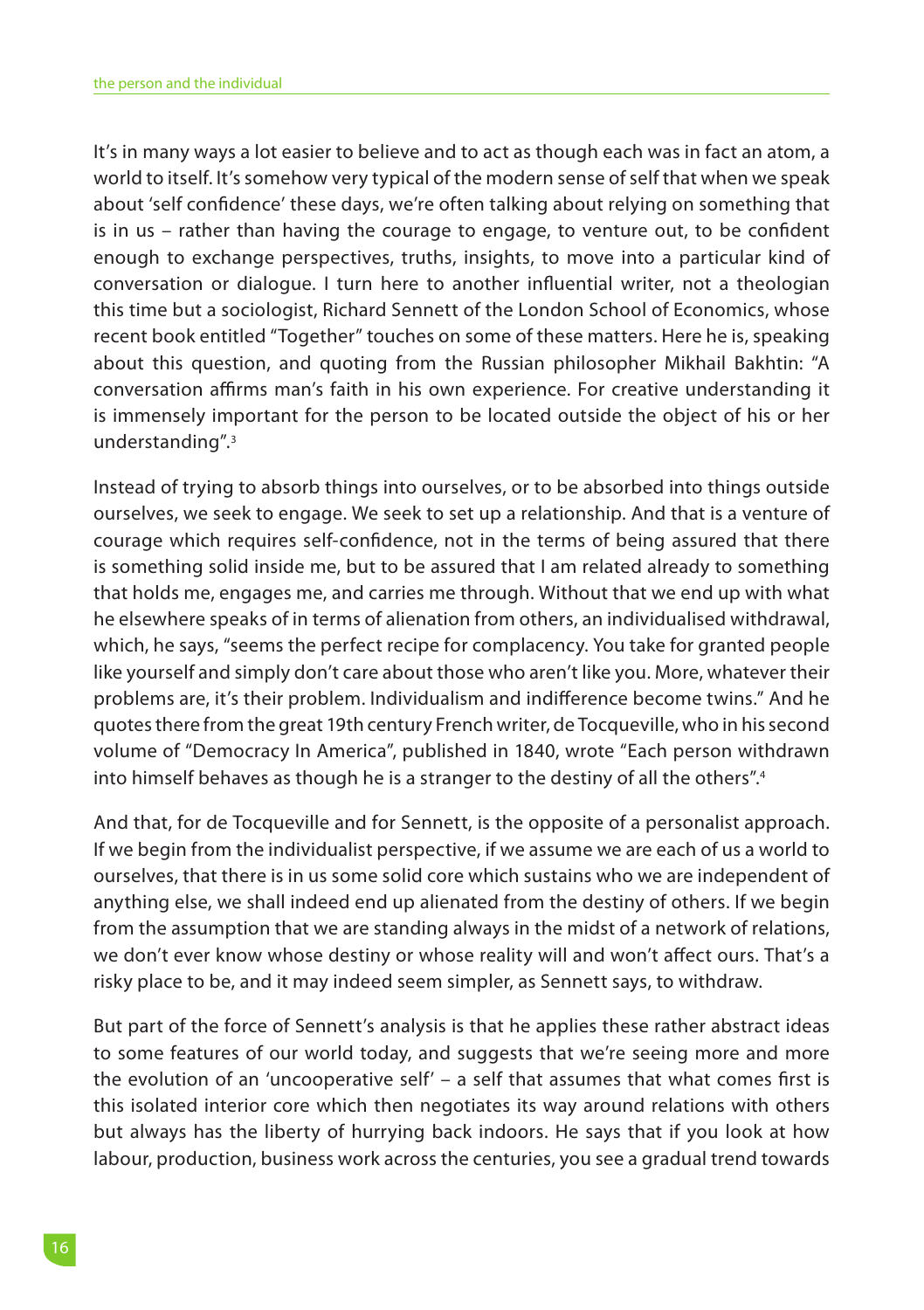It's in many ways a lot easier to believe and to act as though each was in fact an atom, a world to itself. It's somehow very typical of the modern sense of self that when we speak about 'self confidence' these days, we're often talking about relying on something that is in us – rather than having the courage to engage, to venture out, to be confident enough to exchange perspectives, truths, insights, to move into a particular kind of conversation or dialogue. I turn here to another influential writer, not a theologian this time but a sociologist, Richard Sennett of the London School of Economics, whose recent book entitled "Together" touches on some of these matters. Here he is, speaking about this question, and quoting from the Russian philosopher Mikhail Bakhtin: "A conversation affirms man's faith in his own experience. For creative understanding it is immensely important for the person to be located outside the object of his or her understanding".[3]

Instead of trying to absorb things into ourselves, or to be absorbed into things outside ourselves, we seek to engage. We seek to set up a relationship. And that is a venture of courage which requires self-confidence, not in the terms of being assured that there is something solid inside me, but to be assured that I am related already to something that holds me, engages me, and carries me through. Without that we end up with what he elsewhere speaks of in terms of alienation from others, an individualised withdrawal, which, he says, "seems the perfect recipe for complacency. You take for granted people like yourself and simply don't care about those who aren't like you. More, whatever their problems are, it's their problem. Individualism and indifference become twins." And he quotes there from the great 19th century French writer, de Tocqueville, who in his second volume of "Democracy In America", published in 1840, wrote "Each person withdrawn into himself behaves as though he is a stranger to the destiny of all the others".[4]

And that, for de Tocqueville and for Sennett, is the opposite of a personalist approach. If we begin from the individualist perspective, if we assume we are each of us a world to ourselves, that there is in us some solid core which sustains who we are independent of anything else, we shall indeed end up alienated from the destiny of others. If we begin from the assumption that we are standing always in the midst of a network of relations, we don't ever know whose destiny or whose reality will and won't affect ours. That's a risky place to be, and it may indeed seem simpler, as Sennett says, to withdraw.

But part of the force of Sennett's analysis is that he applies these rather abstract ideas to some features of our world today, and suggests that we're seeing more and more the evolution of an 'uncooperative self' – a self that assumes that what comes first is this isolated interior core which then negotiates its way around relations with others but always has the liberty of hurrying back indoors. He says that if you look at how labour, production, business work across the centuries, you see a gradual trend towards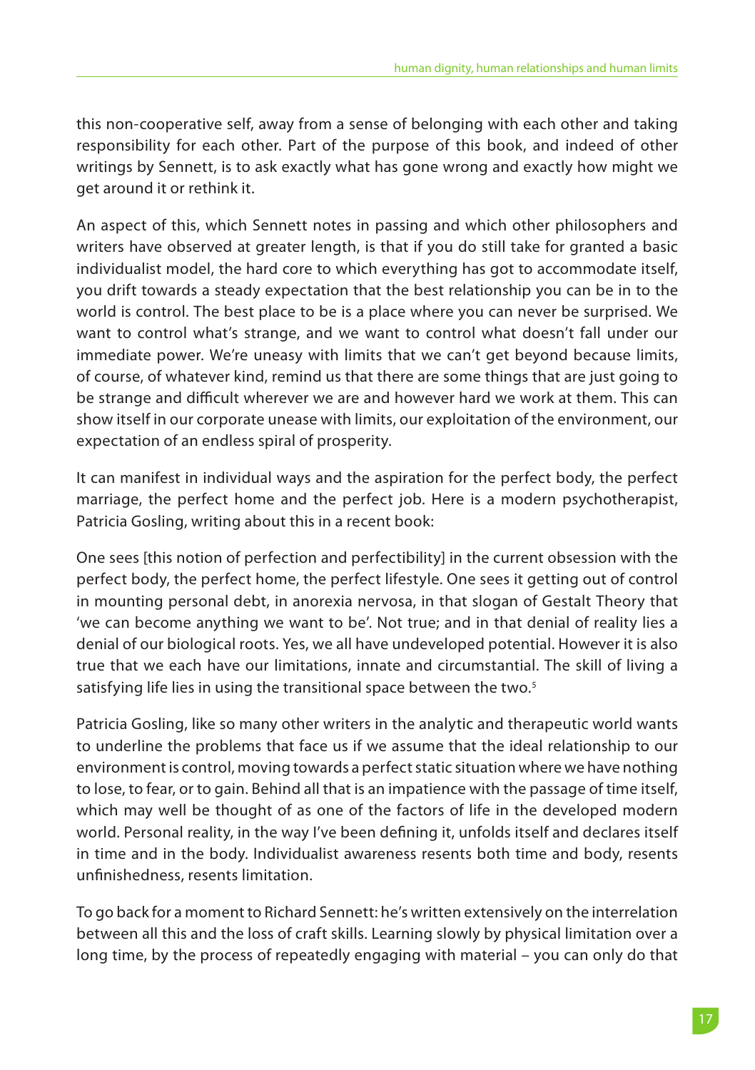this non-cooperative self, away from a sense of belonging with each other and taking responsibility for each other. Part of the purpose of this book, and indeed of other writings by Sennett, is to ask exactly what has gone wrong and exactly how might we get around it or rethink it.

An aspect of this, which Sennett notes in passing and which other philosophers and writers have observed at greater length, is that if you do still take for granted a basic individualist model, the hard core to which everything has got to accommodate itself, you drift towards a steady expectation that the best relationship you can be in to the world is control. The best place to be is a place where you can never be surprised. We want to control what's strange, and we want to control what doesn't fall under our immediate power. We're uneasy with limits that we can't get beyond because limits, of course, of whatever kind, remind us that there are some things that are just going to be strange and difficult wherever we are and however hard we work at them. This can show itself in our corporate unease with limits, our exploitation of the environment, our expectation of an endless spiral of prosperity.

It can manifest in individual ways and the aspiration for the perfect body, the perfect marriage, the perfect home and the perfect job. Here is a modern psychotherapist, Patricia Gosling, writing about this in a recent book:

One sees [this notion of perfection and perfectibility] in the current obsession with the perfect body, the perfect home, the perfect lifestyle. One sees it getting out of control in mounting personal debt, in anorexia nervosa, in that slogan of Gestalt Theory that 'we can become anything we want to be'. Not true; and in that denial of reality lies a denial of our biological roots. Yes, we all have undeveloped potential. However it is also true that we each have our limitations, innate and circumstantial. The skill of living a satisfying life lies in using the transitional space between the two.[5]

Patricia Gosling, like so many other writers in the analytic and therapeutic world wants to underline the problems that face us if we assume that the ideal relationship to our environment is control, moving towards a perfect static situation where we have nothing to lose, to fear, or to gain. Behind all that is an impatience with the passage of time itself, which may well be thought of as one of the factors of life in the developed modern world. Personal reality, in the way I've been defining it, unfolds itself and declares itself in time and in the body. Individualist awareness resents both time and body, resents unfinishedness, resents limitation.

To go back for a moment to Richard Sennett: he's written extensively on the interrelation between all this and the loss of craft skills. Learning slowly by physical limitation over a long time, by the process of repeatedly engaging with material – you can only do that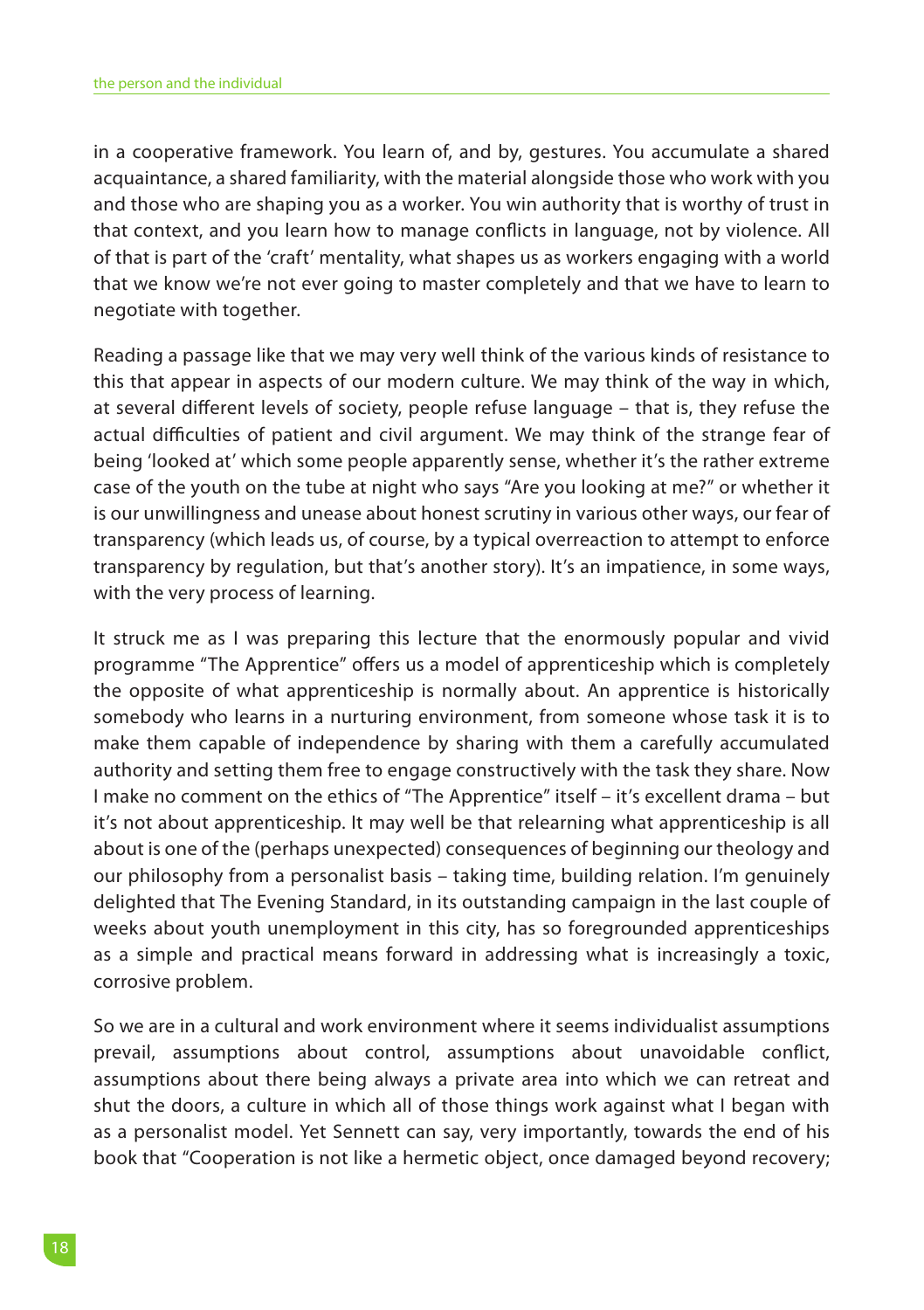in a cooperative framework. You learn of, and by, gestures. You accumulate a shared acquaintance, a shared familiarity, with the material alongside those who work with you and those who are shaping you as a worker. You win authority that is worthy of trust in that context, and you learn how to manage conflicts in language, not by violence. All of that is part of the 'craft' mentality, what shapes us as workers engaging with a world that we know we're not ever going to master completely and that we have to learn to negotiate with together.

Reading a passage like that we may very well think of the various kinds of resistance to this that appear in aspects of our modern culture. We may think of the way in which, at several different levels of society, people refuse language – that is, they refuse the actual difficulties of patient and civil argument. We may think of the strange fear of being 'looked at' which some people apparently sense, whether it's the rather extreme case of the youth on the tube at night who says "Are you looking at me?" or whether it is our unwillingness and unease about honest scrutiny in various other ways, our fear of transparency (which leads us, of course, by a typical overreaction to attempt to enforce transparency by regulation, but that's another story). It's an impatience, in some ways, with the very process of learning.

It struck me as I was preparing this lecture that the enormously popular and vivid programme "The Apprentice" offers us a model of apprenticeship which is completely the opposite of what apprenticeship is normally about. An apprentice is historically somebody who learns in a nurturing environment, from someone whose task it is to make them capable of independence by sharing with them a carefully accumulated authority and setting them free to engage constructively with the task they share. Now I make no comment on the ethics of "The Apprentice" itself – it's excellent drama – but it's not about apprenticeship. It may well be that relearning what apprenticeship is all about is one of the (perhaps unexpected) consequences of beginning our theology and our philosophy from a personalist basis – taking time, building relation. I'm genuinely delighted that The Evening Standard, in its outstanding campaign in the last couple of weeks about youth unemployment in this city, has so foregrounded apprenticeships as a simple and practical means forward in addressing what is increasingly a toxic, corrosive problem.

So we are in a cultural and work environment where it seems individualist assumptions prevail, assumptions about control, assumptions about unavoidable conflict, assumptions about there being always a private area into which we can retreat and shut the doors, a culture in which all of those things work against what I began with as a personalist model. Yet Sennett can say, very importantly, towards the end of his book that "Cooperation is not like a hermetic object, once damaged beyond recovery;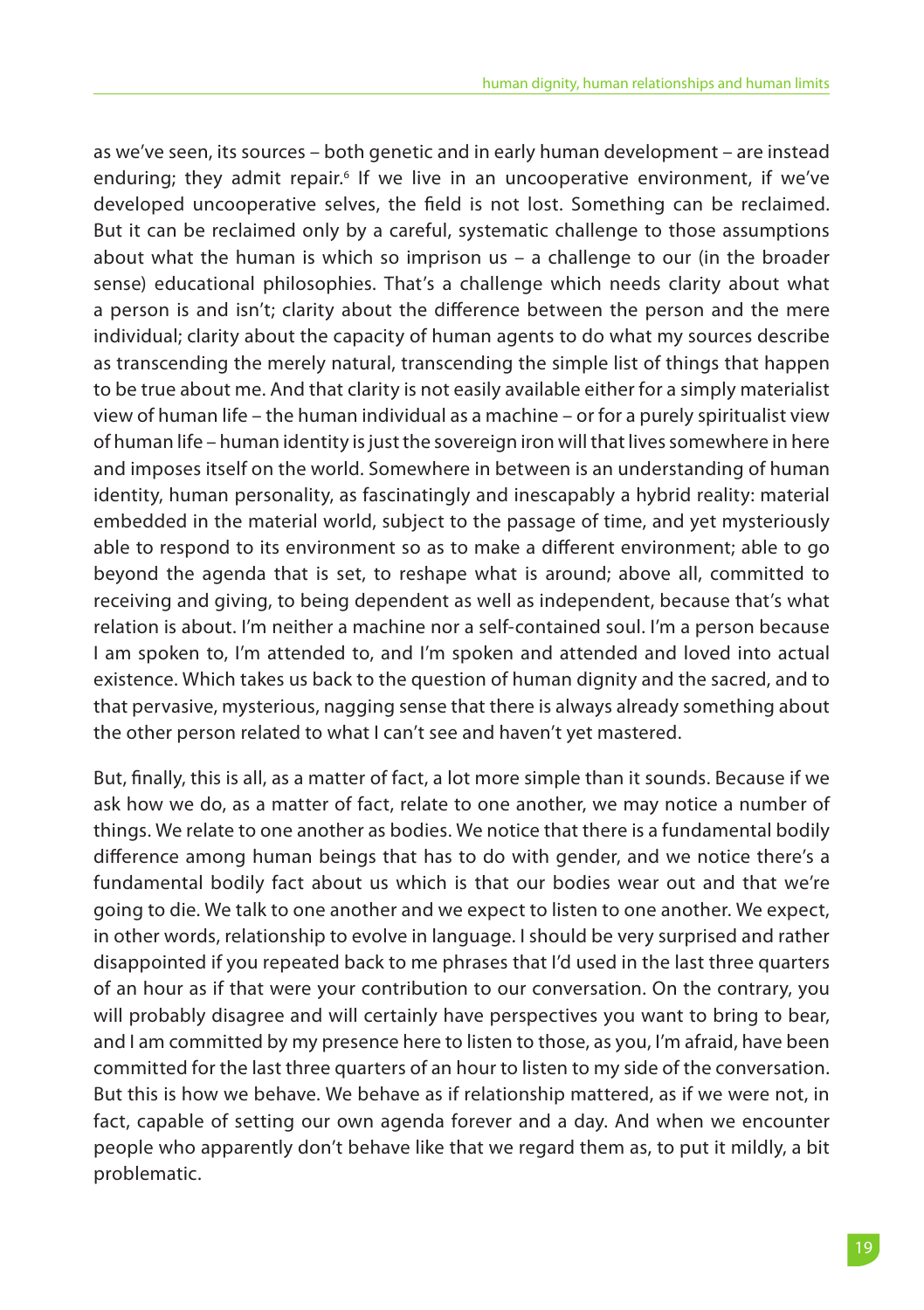as we've seen, its sources – both genetic and in early human development – are instead enduring; they admit repair.[6] If we live in an uncooperative environment, if we've developed uncooperative selves, the field is not lost. Something can be reclaimed. But it can be reclaimed only by a careful, systematic challenge to those assumptions about what the human is which so imprison us – a challenge to our (in the broader sense) educational philosophies. That's a challenge which needs clarity about what a person is and isn't; clarity about the difference between the person and the mere individual; clarity about the capacity of human agents to do what my sources describe as transcending the merely natural, transcending the simple list of things that happen to be true about me. And that clarity is not easily available either for a simply materialist view of human life – the human individual as a machine – or for a purely spiritualist view of human life – human identity is just the sovereign iron will that lives somewhere in here and imposes itself on the world. Somewhere in between is an understanding of human identity, human personality, as fascinatingly and inescapably a hybrid reality: material embedded in the material world, subject to the passage of time, and yet mysteriously able to respond to its environment so as to make a different environment; able to go beyond the agenda that is set, to reshape what is around; above all, committed to receiving and giving, to being dependent as well as independent, because that's what relation is about. I'm neither a machine nor a self-contained soul. I'm a person because I am spoken to, I'm attended to, and I'm spoken and attended and loved into actual existence. Which takes us back to the question of human dignity and the sacred, and to that pervasive, mysterious, nagging sense that there is always already something about the other person related to what I can't see and haven't yet mastered.

But, finally, this is all, as a matter of fact, a lot more simple than it sounds. Because if we ask how we do, as a matter of fact, relate to one another, we may notice a number of things. We relate to one another as bodies. We notice that there is a fundamental bodily difference among human beings that has to do with gender, and we notice there's a fundamental bodily fact about us which is that our bodies wear out and that we're going to die. We talk to one another and we expect to listen to one another. We expect, in other words, relationship to evolve in language. I should be very surprised and rather disappointed if you repeated back to me phrases that I'd used in the last three quarters of an hour as if that were your contribution to our conversation. On the contrary, you will probably disagree and will certainly have perspectives you want to bring to bear, and I am committed by my presence here to listen to those, as you, I'm afraid, have been committed for the last three quarters of an hour to listen to my side of the conversation. But this is how we behave. We behave as if relationship mattered, as if we were not, in fact, capable of setting our own agenda forever and a day. And when we encounter people who apparently don't behave like that we regard them as, to put it mildly, a bit problematic.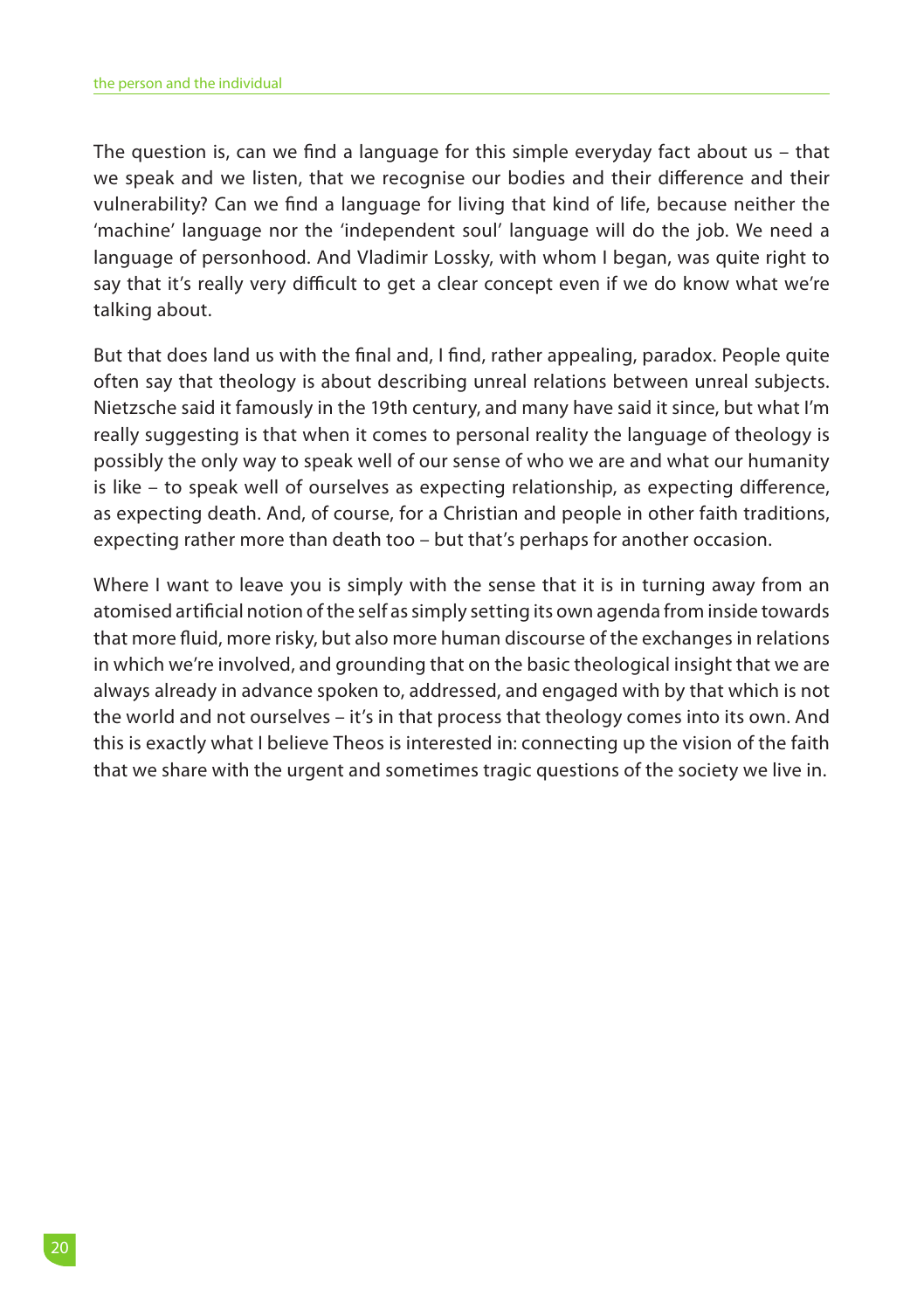The question is, can we find a language for this simple everyday fact about us – that we speak and we listen, that we recognise our bodies and their difference and their vulnerability? Can we find a language for living that kind of life, because neither the 'machine' language nor the 'independent soul' language will do the job. We need a language of personhood. And Vladimir Lossky, with whom I began, was quite right to say that it's really very difficult to get a clear concept even if we do know what we're talking about.

But that does land us with the final and, I find, rather appealing, paradox. People quite often say that theology is about describing unreal relations between unreal subjects. Nietzsche said it famously in the 19th century, and many have said it since, but what I'm really suggesting is that when it comes to personal reality the language of theology is possibly the only way to speak well of our sense of who we are and what our humanity is like – to speak well of ourselves as expecting relationship, as expecting difference, as expecting death. And, of course, for a Christian and people in other faith traditions, expecting rather more than death too – but that's perhaps for another occasion.

Where I want to leave you is simply with the sense that it is in turning away from an atomised artificial notion of the self as simply setting its own agenda from inside towards that more fluid, more risky, but also more human discourse of the exchanges in relations in which we're involved, and grounding that on the basic theological insight that we are always already in advance spoken to, addressed, and engaged with by that which is not the world and not ourselves – it's in that process that theology comes into its own. And this is exactly what I believe Theos is interested in: connecting up the vision of the faith that we share with the urgent and sometimes tragic questions of the society we live in.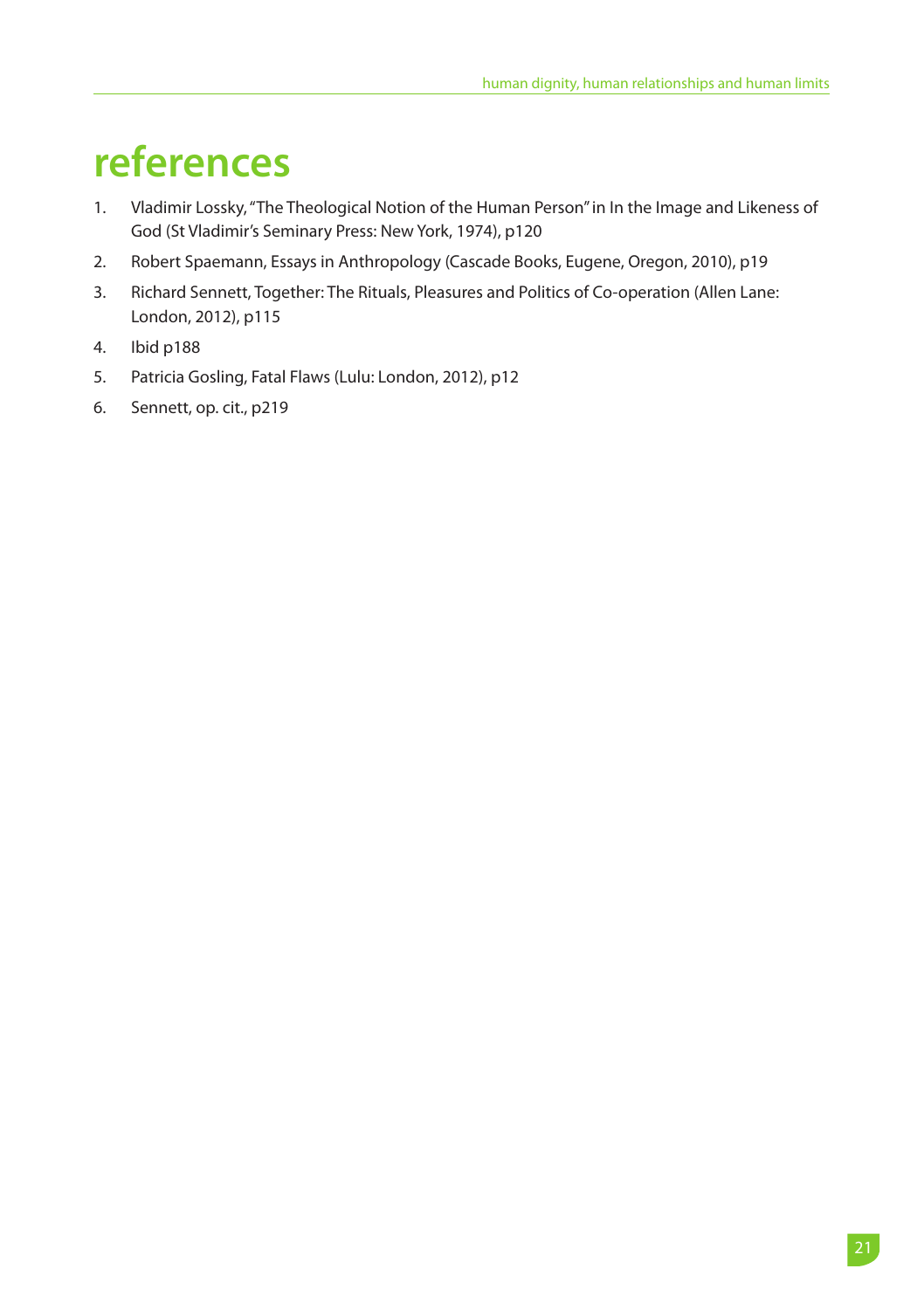# references

1. Vladimir Lossky, "The Theological Notion of the Human Person" in In the Image and Likeness of God (St Vladimir's Seminary Press: New York, 1974), p120
2. Robert Spaemann, Essays in Anthropology (Cascade Books, Eugene, Oregon, 2010), p19
3. Richard Sennett, Together: The Rituals, Pleasures and Politics of Co-operation (Allen Lane: London, 2012), p115
4. Ibid p188
5. Patricia Gosling, Fatal Flaws (Lulu: London, 2012), p12
6. Sennett, op. cit., p219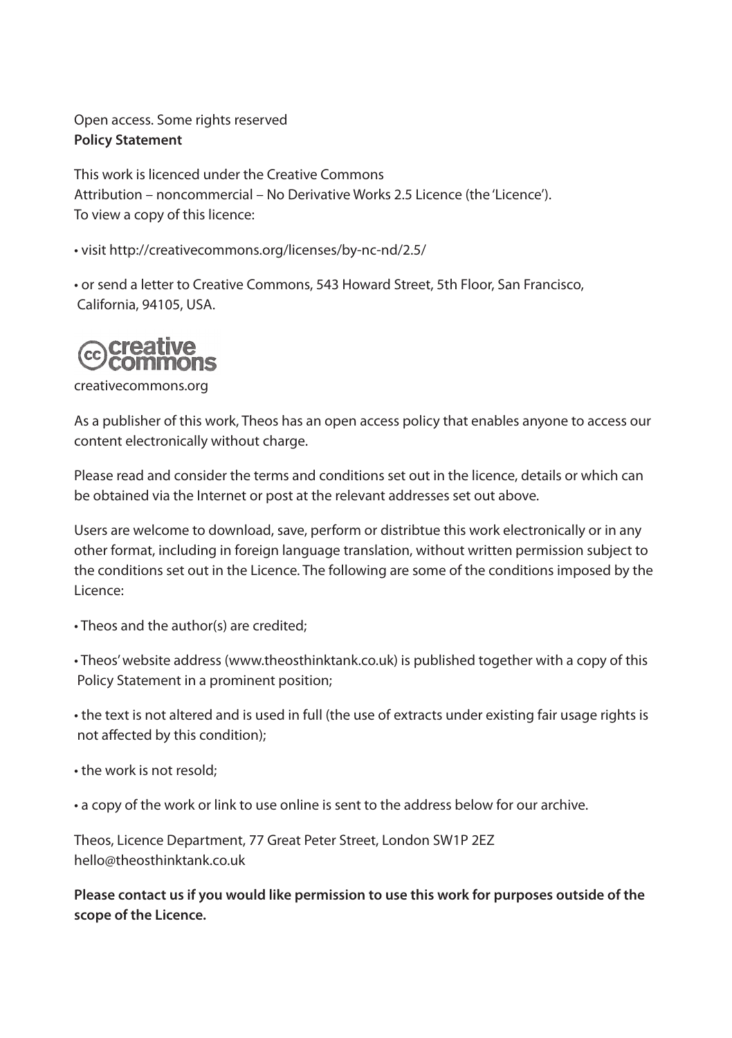Open access. Some rights reserved
**Policy Statement**

This work is licenced under the Creative Commons
Attribution – noncommercial – No Derivative Works 2.5 Licence (the 'Licence').
To view a copy of this licence:

- visit http://creativecommons.org/licenses/by-nc-nd/2.5/
- or send a letter to Creative Commons, 543 Howard Street, 5th Floor, San Francisco, California, 94105, USA.

creativecommons.org

As a publisher of this work, Theos has an open access policy that enables anyone to access our content electronically without charge.

Please read and consider the terms and conditions set out in the licence, details or which can be obtained via the Internet or post at the relevant addresses set out above.

Users are welcome to download, save, perform or distribtue this work electronically or in any other format, including in foreign language translation, without written permission subject to the conditions set out in the Licence. The following are some of the conditions imposed by the Licence:

- Theos and the author(s) are credited;
- Theos' website address (www.theosthinktank.co.uk) is published together with a copy of this Policy Statement in a prominent position;
- the text is not altered and is used in full (the use of extracts under existing fair usage rights is not affected by this condition);
- the work is not resold;
- a copy of the work or link to use online is sent to the address below for our archive.

Theos, Licence Department, 77 Great Peter Street, London SW1P 2EZ
hello@theosthinktank.co.uk

**Please contact us if you would like permission to use this work for purposes outside of the scope of the Licence.**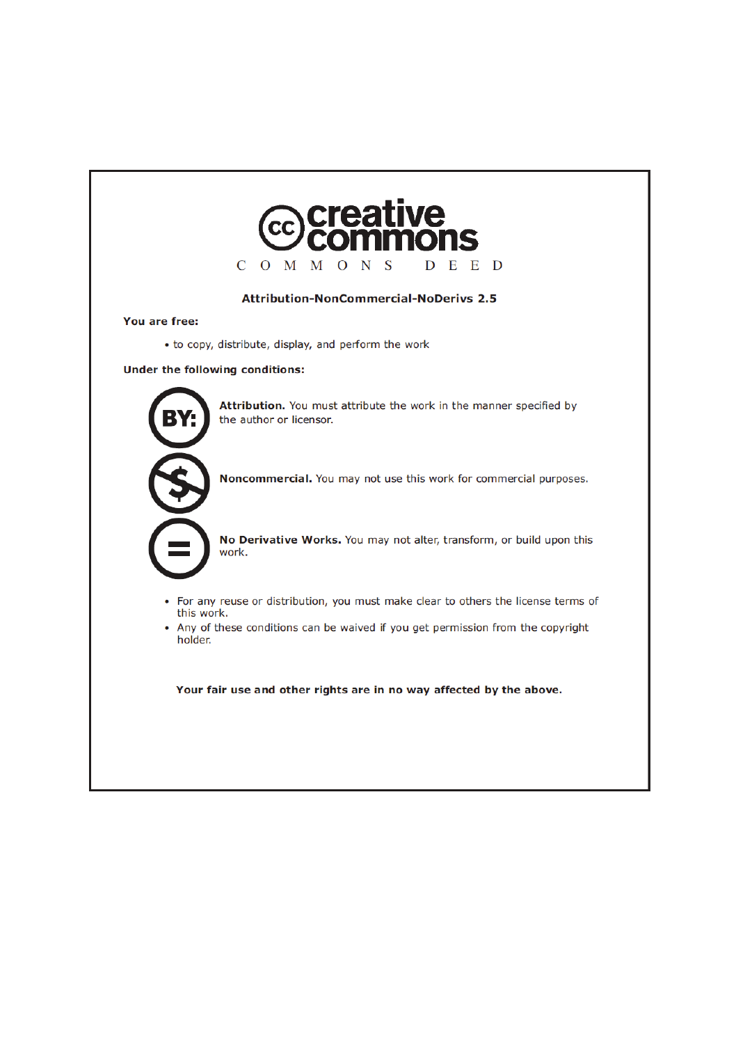# creative commons

C O M M O N S   D E E D

**Attribution-NonCommercial-NoDerivs 2.5**

**You are free:**

- to copy, distribute, display, and perform the work

**Under the following conditions:**

**Attribution.** You must attribute the work in the manner specified by the author or licensor.

**Noncommercial.** You may not use this work for commercial purposes.

**No Derivative Works.** You may not alter, transform, or build upon this work.

- For any reuse or distribution, you must make clear to others the license terms of this work.
- Any of these conditions can be waived if you get permission from the copyright holder.

**Your fair use and other rights are in no way affected by the above.**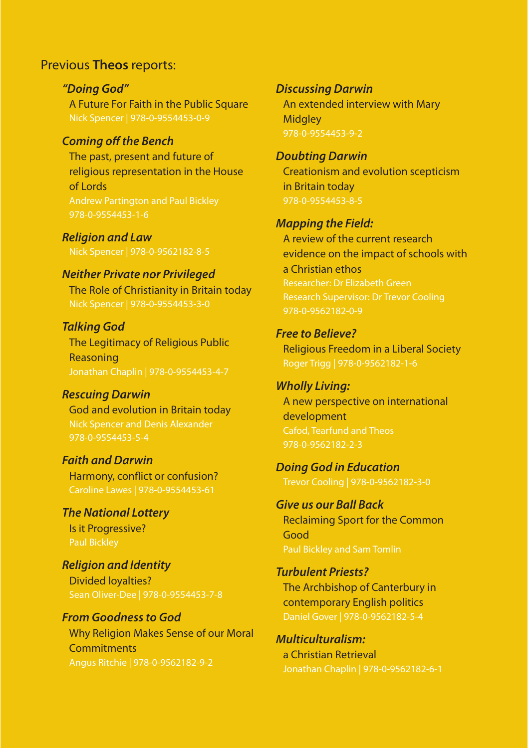Previous **Theos** reports:

***"Doing God"***
A Future For Faith in the Public Square
Nick Spencer | 978-0-9554453-0-9

***Coming off the Bench***
The past, present and future of religious representation in the House of Lords
Andrew Partington and Paul Bickley
978-0-9554453-1-6

***Religion and Law***
Nick Spencer | 978-0-9562182-8-5

***Neither Private nor Privileged***
The Role of Christianity in Britain today
Nick Spencer | 978-0-9554453-3-0

***Talking God***
The Legitimacy of Religious Public Reasoning
Jonathan Chaplin | 978-0-9554453-4-7

***Rescuing Darwin***
God and evolution in Britain today
Nick Spencer and Denis Alexander
978-0-9554453-5-4

***Faith and Darwin***
Harmony, conflict or confusion?
Caroline Lawes | 978-0-9554453-61

***The National Lottery***
Is it Progressive?
Paul Bickley

***Religion and Identity***
Divided loyalties?
Sean Oliver-Dee | 978-0-9554453-7-8

***From Goodness to God***
Why Religion Makes Sense of our Moral Commitments
Angus Ritchie | 978-0-9562182-9-2

***Discussing Darwin***
An extended interview with Mary Midgley
978-0-9554453-9-2

***Doubting Darwin***
Creationism and evolution scepticism in Britain today
978-0-9554453-8-5

***Mapping the Field:***
A review of the current research evidence on the impact of schools with a Christian ethos
Researcher: Dr Elizabeth Green
Research Supervisor: Dr Trevor Cooling
978-0-9562182-0-9

***Free to Believe?***
Religious Freedom in a Liberal Society
Roger Trigg | 978-0-9562182-1-6

***Wholly Living:***
A new perspective on international development
Cafod, Tearfund and Theos
978-0-9562182-2-3

***Doing God in Education***
Trevor Cooling | 978-0-9562182-3-0

***Give us our Ball Back***
Reclaiming Sport for the Common Good
Paul Bickley and Sam Tomlin

***Turbulent Priests?***
The Archbishop of Canterbury in contemporary English politics
Daniel Gover | 978-0-9562182-5-4

***Multiculturalism:***
a Christian Retrieval
Jonathan Chaplin | 978-0-9562182-6-1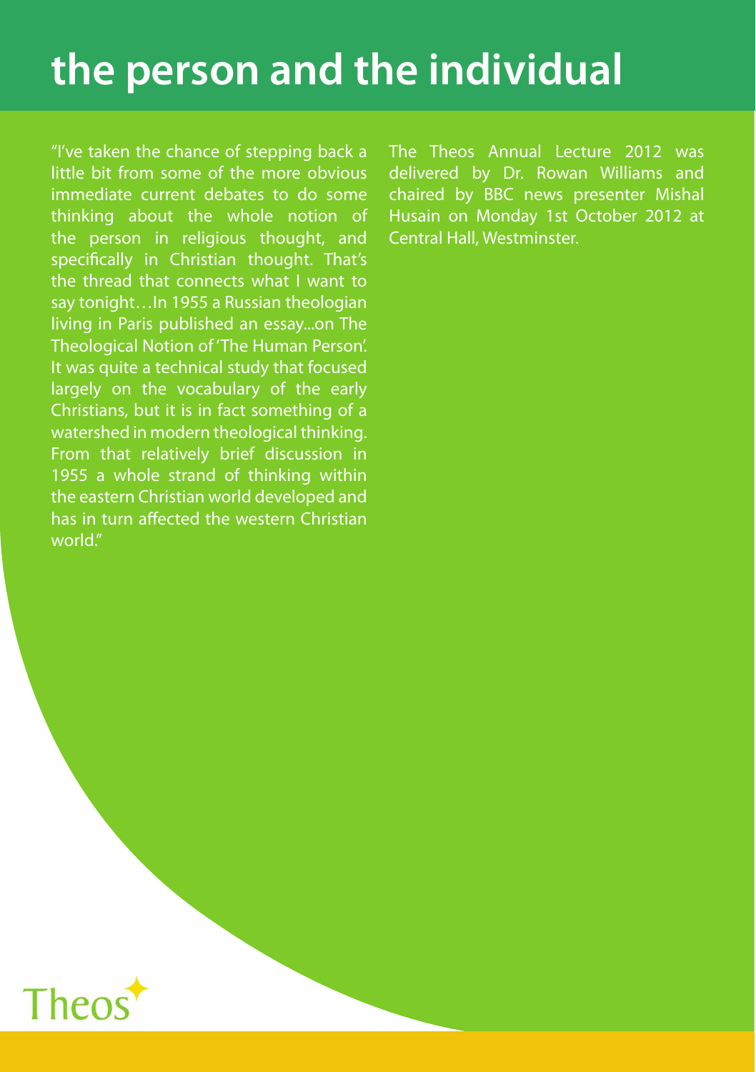# the person and the individual

"I've taken the chance of stepping back a little bit from some of the more obvious immediate current debates to do some thinking about the whole notion of the person in religious thought, and specifically in Christian thought. That's the thread that connects what I want to say tonight…In 1955 a Russian theologian living in Paris published an essay...on The Theological Notion of 'The Human Person'. It was quite a technical study that focused largely on the vocabulary of the early Christians, but it is in fact something of a watershed in modern theological thinking. From that relatively brief discussion in 1955 a whole strand of thinking within the eastern Christian world developed and has in turn affected the western Christian world."

The Theos Annual Lecture 2012 was delivered by Dr. Rowan Williams and chaired by BBC news presenter Mishal Husain on Monday 1st October 2012 at Central Hall, Westminster.

Theos